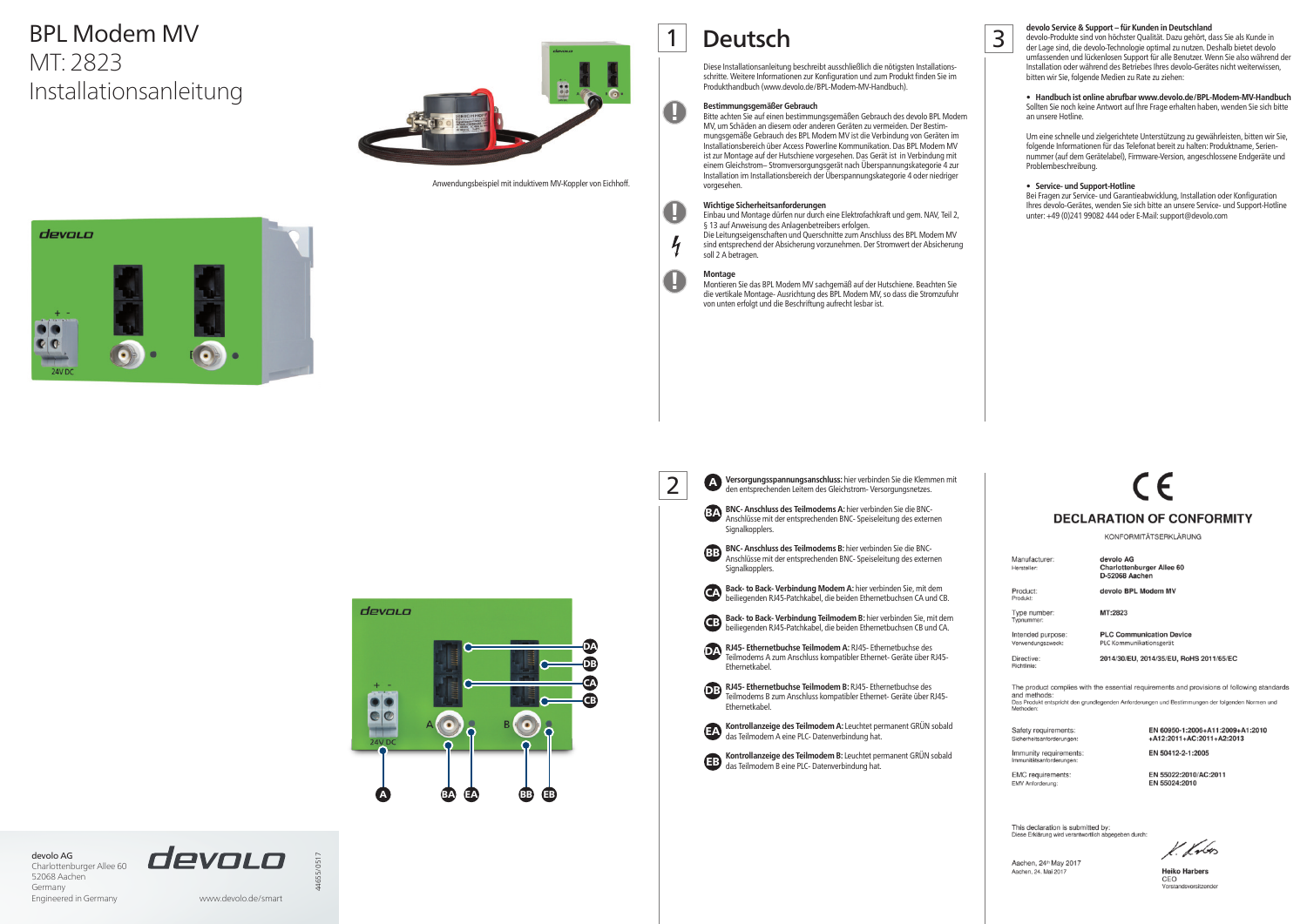# BPL Modem MV

MT: 2823

Installationsanleitung

Anwendungsbeispiel mit induktivem MV-Koppler von Eichhoff.

## 1 Deutsch

Diese Installationsanleitung beschreibt ausschließlich die nötigsten Installationsschritte. Weitere Informationen zur Konfiguration und um Produkt finden Sie im Produkthandbuch (www.devolo.de/BPL-Modem-MV-Handbuch).

**Bestimmungsgemäßer Gebrauch**

Bitte achten Sie auf einen bestimmungsgemäßen Gebrauch des devolo BPL Modem MV, um Schäden an diesem oder anderen Geräten zu vermeiden. Der Bestimmungsgemäße Gebrauch des BPL Modem MV ist die Verbindung von Geräten im Installationsbereich über Access Powerline Kommunikation. Das BPL Modem MV ist zur Montage auf der Hutschiene vorgesehen. Das Gerät ist in Verbindung mit einem Gleichstrom– Stromversorgungsgerät nach Überspannungskategorie 4 zur Installation im Installationsbereich der Überspannungskategorie 4 oder niedriger vorgesehen.

**Wichtige Sicherheitsanforderungen**

Einbau und Montage dürfen nur durch eine Elektrofachkraft und gem. NAV, Teil 2, § 13 auf Anweisung des Anlagenbetreibers erfolgen.

Die Leitungseigenschaften und Querschnitte zum Anschluss des BPL Modem MV sind entsprechend der Absicherung vorzunehmen. Der Stromwert der Absicherung soll 2 A betragen.

**Montage**

Montieren Sie das BPL Modem MV sachgemäß auf der Hutschiene. Beachten Sie die vertikale Montage- Ausrichtung des BPL Modem MV, so dass die Stromzufuhr von unten erfolgt und die Beschriftung aufrecht lesbar ist.

## 2

**A** **Versorgungsspannungsanschluss:** hier verbinden Sie die Klemmen mit den entsprechenden Leitern des Gleichstrom- Versorgungsnetzes.

**BA** **BNC- Anschluss des Teilmodems A:** hier verbinden Sie die BNC-Anschlüsse mit der entsprechenden BNC- Speiseleitung des externen Signalkopplers.

**BB** **BNC- Anschluss des Teilmodems B:** hier verbinden Sie die BNC-Anschlüsse mit der entsprechenden BNC- Speiseleitung des externen Signalkopplers.

**CA** **Back- to Back- Verbindung Modem A:** hier verbinden Sie, mit dem beiliegenden RJ45-Patchkabel, die beiden Ethernetbuchsen CA und CB.

**CB** **Back- to Back- Verbindung Teilmodem B:** hier verbinden Sie, mit dem beiliegenden RJ45-Patchkabel, die beiden Ethernetbuchsen CB und CA.

**DA** **RJ45- Ethernetbuchse Teilmodem A:** RJ45- Ethernetbuchse des Teilmodems A zum Anschluss kompatibler Ethernet- Geräte über RJ45-Ethernetkabel.

**DB** **RJ45- Ethernetbuchse Teilmodem B:** RJ45- Ethernetbuchse des Teilmodems B zum Anschluss kompatibler Ethernet- Geräte über RJ45-Ethernetkabel.

**EA** **Kontrollanzeige des Teilmodem A:** Leuchtet permanent GRÜN sobald das Teilmodem A eine PLC- Datenverbindung hat.

**EB** **Kontrollanzeige des Teilmodem B:** Leuchtet permanent GRÜN sobald das Teilmodem B eine PLC- Datenverbindung hat.

## 3

**devolo Service & Support – für Kunden in Deutschland**

devolo-Produkte sind von höchster Qualität. Dazu gehört, dass Sie als Kunde in der Lage sind, die devolo-Technologie optimal zu nutzen. Deshalb bietet devolo umfassenden und lückenlosen Support für alle Benutzer. Wenn Sie also während der Installation oder während des Betriebes Ihres devolo-Gerätes nicht weiterwissen, bitten wir Sie, folgende Medien zu Rate zu ziehen:

- **Handbuch ist online abrufbar www.devolo.de/BPL-Modem-MV-Handbuch**
  Sollten Sie noch keine Antwort auf Ihre Frage erhalten haben, wenden Sie sich bitte an unsere Hotline.

  Um eine schnelle und zielgerichtete Unterstützung zu gewährleisten, bitten wir Sie, folgende Informationen für das Telefonat bereit zu halten: Produktname, Seriennummer (auf dem Gerätelabel), Firmware-Version, angeschlossene Endgeräte und Problembeschreibung.

- **Service- und Support-Hotline**
  Bei Fragen zur Service- und Garantieabwicklung, Installation oder Konfiguration Ihres devolo-Gerätes, wenden Sie sich bitte an unsere Service- und Support-Hotline unter: +49 (0)241 99082 444 oder E-Mail: support@devolo.com

## DECLARATION OF CONFORMITY

KONFORMITÄTSERKLÄRUNG

| | |
|---|---|
| Manufacturer: / Hersteller: | devolo AG, Charlottenburger Allee 60, D-52068 Aachen |
| Product: / Produkt: | devolo BPL Modem MV |
| Type number: / Typnummer: | MT:2823 |
| Intended purpose: / Verwendungszweck: | PLC Communication Device / PLC Kommunikationsgerät |
| Directive: / Richtlinie: | 2014/30/EU, 2014/35/EU, RoHS 2011/65/EC |

The product complies with the essential requirements and provisions of following standards and methods:
Das Produkt entspricht den grundlegenden Anforderungen und Bestimmungen der folgenden Normen und Methoden:

| | |
|---|---|
| Safety requirements: / Sicherheitsanforderungen: | EN 60950-1:2006+A11:2009+A1:2010 +A12:2011+AC:2011+A2:2013 |
| Immunity requirements: / Immunitätsanforderungen: | EN 50412-2-1:2005 |
| EMC requirements: / EMV Anforderung: | EN 55022:2010/AC:2011, EN 55024:2010 |

This declaration is submitted by:
Diese Erklärung wird verantwortlich abgegeben durch:

Aachen, 24th May 2017
Aachen, 24. Mai 2017

Heiko Harbers
CEO
Vorstandsvorsitzender

devolo AG
Charlottenburger Allee 60
52068 Aachen
Germany
Engineered in Germany

www.devolo.de/smart

4465/0517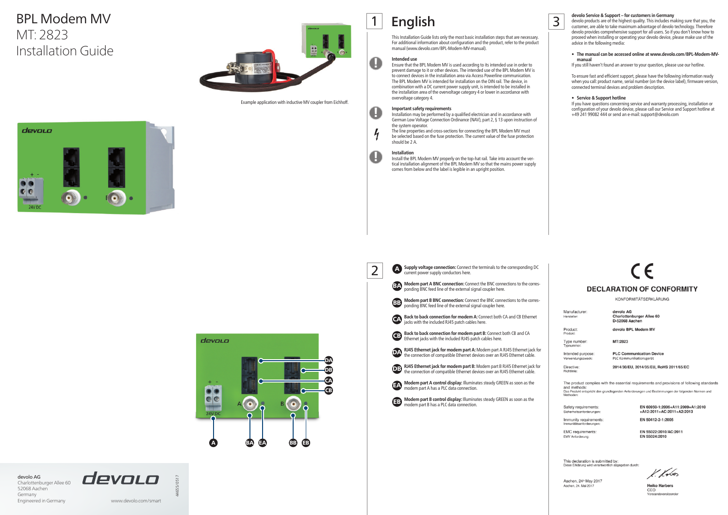# BPL Modem MV

MT: 2823

Installation Guide

Example application with inductive MV coupler from Eichhoff.

devolo AG
Charlottenburger Allee 60
52068 Aachen
Germany
Engineered in Germany

www.devolo.com/smart

4465/0517

## 1 English

This Installation Guide lists only the most basic installation steps that are necessary. For additional information about configuration and the product, refer to the product manual (www.devolo.com/BPL-Modem-MV-manual).

**Intended use**

Ensure that the BPL Modem MV is used according to its intended use in order to prevent damage to it or other devices. The intended use of the BPL Modem MV is to connect devices in the installation area via Access Powerline communication. The BPL Modem MV is intended for installation on the DIN rail. The device, in combination with a DC current power supply unit, is intended to be installed in the installation area of the overvoltage category 4 or lower in accordance with overvoltage category 4.

**Important safety requirements**

Installation may be performed by a qualified electrician and in accordance with German Low Voltage Connection Ordinance (NAV), part 2, § 13 upon instruction of the system operator.

The line properties and cross-sections for connecting the BPL Modem MV must be selected based on the fuse protection. The current value of the fuse protection should be 2 A.

**Installation**

Install the BPL Modem MV properly on the top-hat rail. Take into account the vertical installation alignment of the BPL Modem MV so that the mains power supply comes from below and the label is legible in an upright position.

## 2

**A** **Supply voltage connection:** Connect the terminals to the corresponding DC current power supply conductors here.

**BA** **Modem part A BNC connection:** Connect the BNC connections to the corresponding BNC feed line of the external signal coupler here.

**BB** **Modem part B BNC connection:** Connect the BNC connections to the corresponding BNC feed line of the external signal coupler here.

**CA** **Back to back connection for modem A:** Connect both CA and CB Ethernet jacks with the included RJ45 patch cables here.

**CB** **Back to back connection for modem part B:** Connect both CB and CA Ethernet jacks with the included RJ45 patch cables here.

**DA** **RJ45 Ethernet jack for modem part A:** Modem part A RJ45 Ethernet jack for the connection of compatible Ethernet devices over an RJ45 Ethernet cable.

**DB** **RJ45 Ethernet jack for modem part B:** Modem part B RJ45 Ethernet jack for the connection of compatible Ethernet devices over an RJ45 Ethernet cable.

**EA** **Modem part A control display:** Illuminates steady GREEN as soon as the modem part A has a PLC data connection.

**EB** **Modem part B control display:** Illuminates steady GREEN as soon as the modem part B has a PLC data connection.

## 3

**devolo Service & Support – for customers in Germany**

devolo products are of the highest quality. This includes making sure that you, the customer, are able to take maximum advantage of devolo technology. Therefore devolo provides comprehensive support for all users. So if you don't know how to proceed when installing or operating your devolo device, please make use of the advice in the following media:

- **The manual can be accessed online at www.devolo.com/BPL-Modem-MV-manual**

If you still haven't found an answer to your question, please use our hotline.

To ensure fast and efficient support, please have the following information ready when you call: product name, serial number (on the device label), firmware version, connected terminal devices and problem description.

- **Service & Support hotline**

If you have questions concerning service and warranty processing, installation or configuration of your devolo device, please call our Service and Support hotline at +49 241 99082 444 or send an e-mail: support@devolo.com

## CE DECLARATION OF CONFORMITY

KONFORMITÄTSERKLÄRUNG

| | |
|---|---|
| Manufacturer: / Hersteller: | devolo AG, Charlottenburger Allee 60, D-52068 Aachen |
| Product: / Produkt: | devolo BPL Modem MV |
| Type number: / Typnummer: | MT:2823 |
| Intended purpose: / Verwendungszweck: | PLC Communication Device / PLC Kommunikationsgerät |
| Directive: / Richtlinie: | 2014/30/EU, 2014/35/EU, RoHS 2011/65/EC |

The product complies with the essential requirements and provisions of following standards and methods:
Das Produkt entspricht den grundlegenden Anforderungen und Bestimmungen der folgenden Normen und Methoden:

| | |
|---|---|
| Safety requirements: / Sicherheitsanforderungen: | EN 60950-1:2006+A11:2009+A1:2010 +A12:2011+AC:2011+A2:2013 |
| Immunity requirements: / Immunitätsanforderungen: | EN 50412-2-1:2005 |
| EMC requirements: / EMV Anforderung: | EN 55022:2010/AC:2011, EN 55024:2010 |

This declaration is submitted by:
Diese Erklärung wird verantwortlich abgegeben durch:

Aachen, 24th May 2017
Aachen, 24. Mai 2017

Heiko Harbers
CEO
Vorstandsvorsitzender